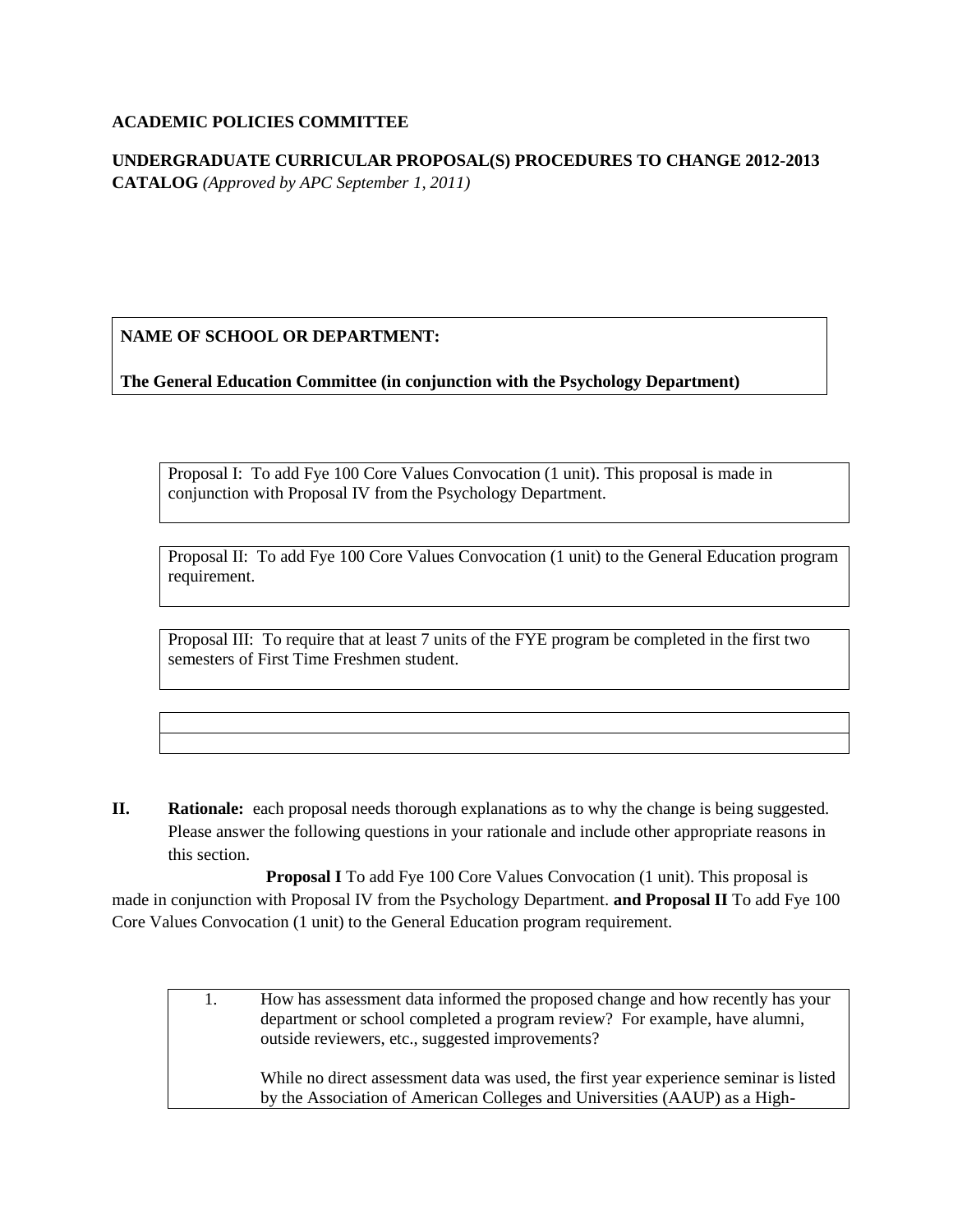**ACADEMIC POLICIES COMMITTEE**

**UNDERGRADUATE CURRICULAR PROPOSAL(S) PROCEDURES TO CHANGE 2012-2013 CATALOG** *(Approved by APC September 1, 2011)*

**NAME OF SCHOOL OR DEPARTMENT:**

**The General Education Committee (in conjunction with the Psychology Department)**

Proposal I: To add Fye 100 Core Values Convocation (1 unit). This proposal is made in conjunction with Proposal IV from the Psychology Department.

Proposal II: To add Fye 100 Core Values Convocation (1 unit) to the General Education program requirement.

Proposal III: To require that at least 7 units of the FYE program be completed in the first two semesters of First Time Freshmen student.

**II. Rationale:** each proposal needs thorough explanations as to why the change is being suggested. Please answer the following questions in your rationale and include other appropriate reasons in this section.

**Proposal I** To add Fye 100 Core Values Convocation (1 unit). This proposal is made in conjunction with Proposal IV from the Psychology Department. **and Proposal II** To add Fye 100 Core Values Convocation (1 unit) to the General Education program requirement.

1. How has assessment data informed the proposed change and how recently has your department or school completed a program review? For example, have alumni, outside reviewers, etc., suggested improvements?

   While no direct assessment data was used, the first year experience seminar is listed by the Association of American Colleges and Universities (AAUP) as a High-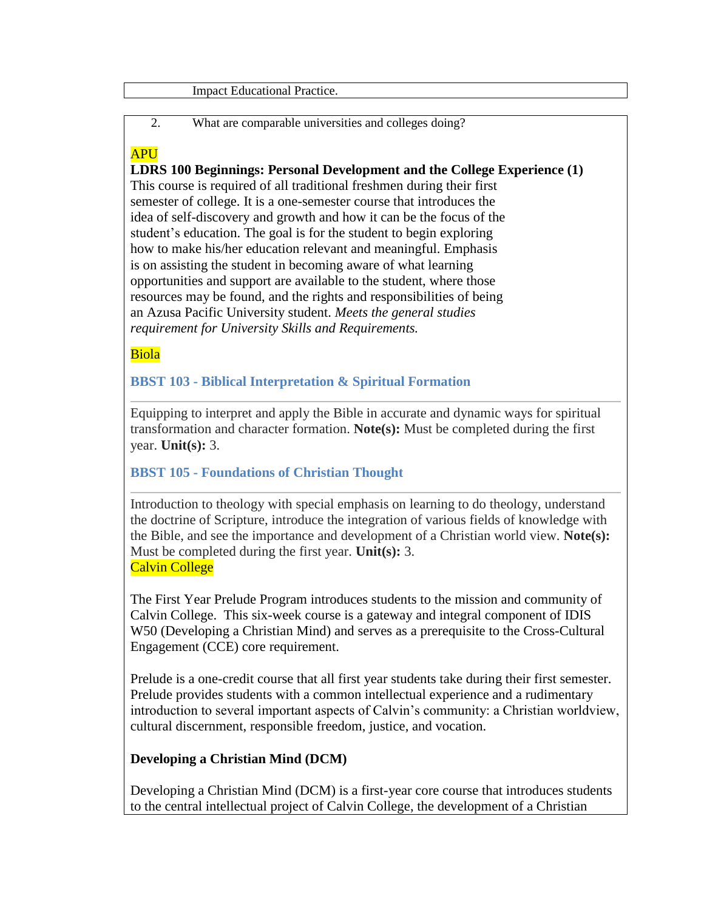Impact Educational Practice.

2. What are comparable universities and colleges doing?

APU

**LDRS 100 Beginnings: Personal Development and the College Experience (1)**
This course is required of all traditional freshmen during their first semester of college. It is a one-semester course that introduces the idea of self-discovery and growth and how it can be the focus of the student's education. The goal is for the student to begin exploring how to make his/her education relevant and meaningful. Emphasis is on assisting the student in becoming aware of what learning opportunities and support are available to the student, where those resources may be found, and the rights and responsibilities of being an Azusa Pacific University student. *Meets the general studies requirement for University Skills and Requirements.*

Biola

**BBST 103 - Biblical Interpretation & Spiritual Formation**

Equipping to interpret and apply the Bible in accurate and dynamic ways for spiritual transformation and character formation. **Note(s):** Must be completed during the first year. **Unit(s):** 3.

**BBST 105 - Foundations of Christian Thought**

Introduction to theology with special emphasis on learning to do theology, understand the doctrine of Scripture, introduce the integration of various fields of knowledge with the Bible, and see the importance and development of a Christian world view. **Note(s):** Must be completed during the first year. **Unit(s):** 3.

Calvin College

The First Year Prelude Program introduces students to the mission and community of Calvin College. This six-week course is a gateway and integral component of IDIS W50 (Developing a Christian Mind) and serves as a prerequisite to the Cross-Cultural Engagement (CCE) core requirement.

Prelude is a one-credit course that all first year students take during their first semester. Prelude provides students with a common intellectual experience and a rudimentary introduction to several important aspects of Calvin's community: a Christian worldview, cultural discernment, responsible freedom, justice, and vocation.

**Developing a Christian Mind (DCM)**

Developing a Christian Mind (DCM) is a first-year core course that introduces students to the central intellectual project of Calvin College, the development of a Christian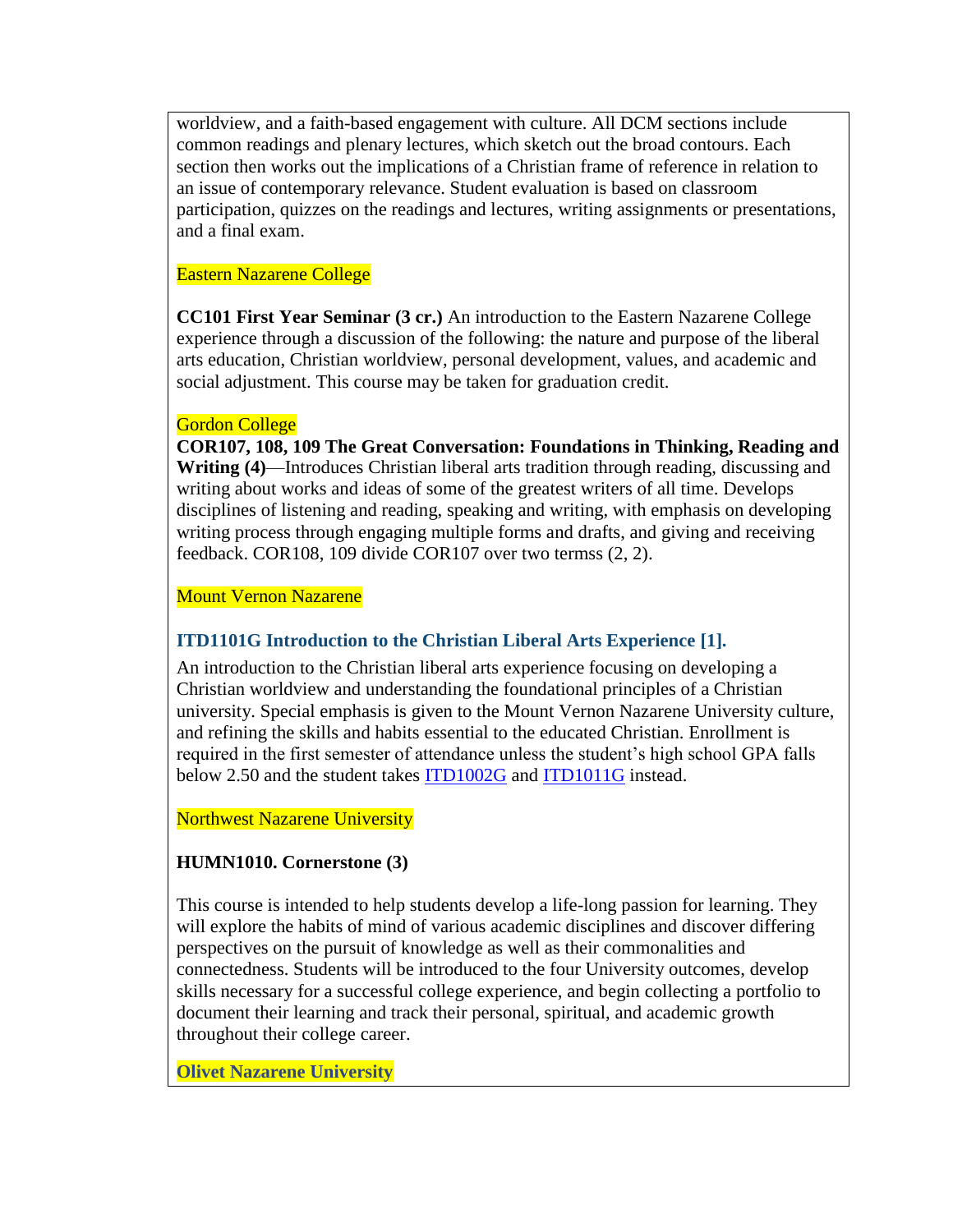worldview, and a faith-based engagement with culture. All DCM sections include common readings and plenary lectures, which sketch out the broad contours. Each section then works out the implications of a Christian frame of reference in relation to an issue of contemporary relevance. Student evaluation is based on classroom participation, quizzes on the readings and lectures, writing assignments or presentations, and a final exam.

Eastern Nazarene College

**CC101 First Year Seminar (3 cr.)** An introduction to the Eastern Nazarene College experience through a discussion of the following: the nature and purpose of the liberal arts education, Christian worldview, personal development, values, and academic and social adjustment. This course may be taken for graduation credit.

Gordon College

**COR107, 108, 109 The Great Conversation: Foundations in Thinking, Reading and Writing (4)**—Introduces Christian liberal arts tradition through reading, discussing and writing about works and ideas of some of the greatest writers of all time. Develops disciplines of listening and reading, speaking and writing, with emphasis on developing writing process through engaging multiple forms and drafts, and giving and receiving feedback. COR108, 109 divide COR107 over two termss (2, 2).

Mount Vernon Nazarene

**ITD1101G Introduction to the Christian Liberal Arts Experience [1].**

An introduction to the Christian liberal arts experience focusing on developing a Christian worldview and understanding the foundational principles of a Christian university. Special emphasis is given to the Mount Vernon Nazarene University culture, and refining the skills and habits essential to the educated Christian. Enrollment is required in the first semester of attendance unless the student's high school GPA falls below 2.50 and the student takes ITD1002G and ITD1011G instead.

Northwest Nazarene University

**HUMN1010. Cornerstone (3)**

This course is intended to help students develop a life-long passion for learning. They will explore the habits of mind of various academic disciplines and discover differing perspectives on the pursuit of knowledge as well as their commonalities and connectedness. Students will be introduced to the four University outcomes, develop skills necessary for a successful college experience, and begin collecting a portfolio to document their learning and track their personal, spiritual, and academic growth throughout their college career.

**Olivet Nazarene University**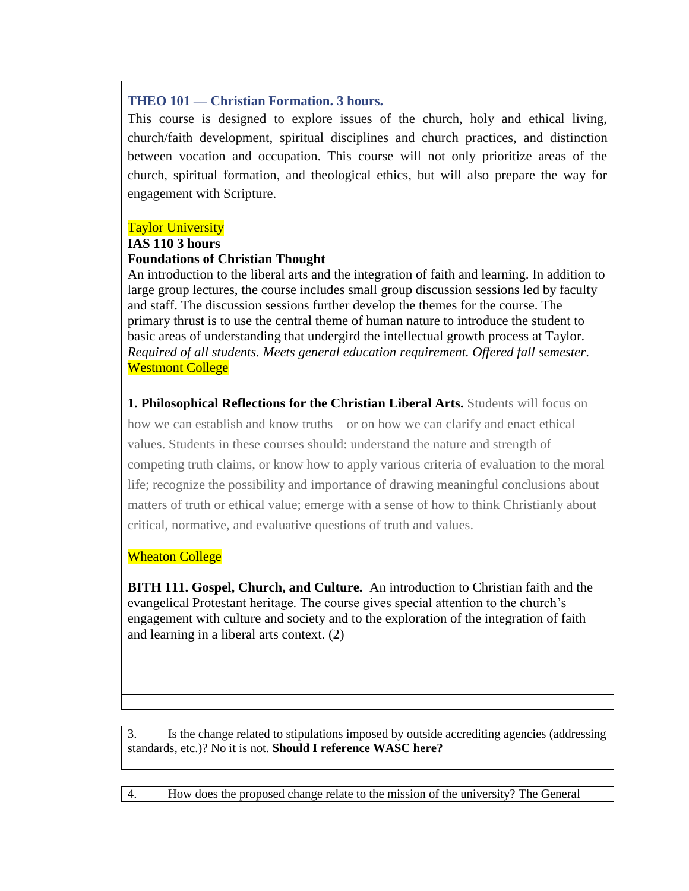**THEO 101 — Christian Formation. 3 hours.**

This course is designed to explore issues of the church, holy and ethical living, church/faith development, spiritual disciplines and church practices, and distinction between vocation and occupation. This course will not only prioritize areas of the church, spiritual formation, and theological ethics, but will also prepare the way for engagement with Scripture.

Taylor University

**IAS 110 3 hours**

**Foundations of Christian Thought**

An introduction to the liberal arts and the integration of faith and learning. In addition to large group lectures, the course includes small group discussion sessions led by faculty and staff. The discussion sessions further develop the themes for the course. The primary thrust is to use the central theme of human nature to introduce the student to basic areas of understanding that undergird the intellectual growth process at Taylor. *Required of all students. Meets general education requirement. Offered fall semester*.

Westmont College

**1. Philosophical Reflections for the Christian Liberal Arts.** Students will focus on how we can establish and know truths—or on how we can clarify and enact ethical values. Students in these courses should: understand the nature and strength of competing truth claims, or know how to apply various criteria of evaluation to the moral life; recognize the possibility and importance of drawing meaningful conclusions about matters of truth or ethical value; emerge with a sense of how to think Christianly about critical, normative, and evaluative questions of truth and values.

Wheaton College

**BITH 111. Gospel, Church, and Culture.** An introduction to Christian faith and the evangelical Protestant heritage. The course gives special attention to the church's engagement with culture and society and to the exploration of the integration of faith and learning in a liberal arts context. (2)

3. Is the change related to stipulations imposed by outside accrediting agencies (addressing standards, etc.)? No it is not. **Should I reference WASC here?**

4. How does the proposed change relate to the mission of the university? The General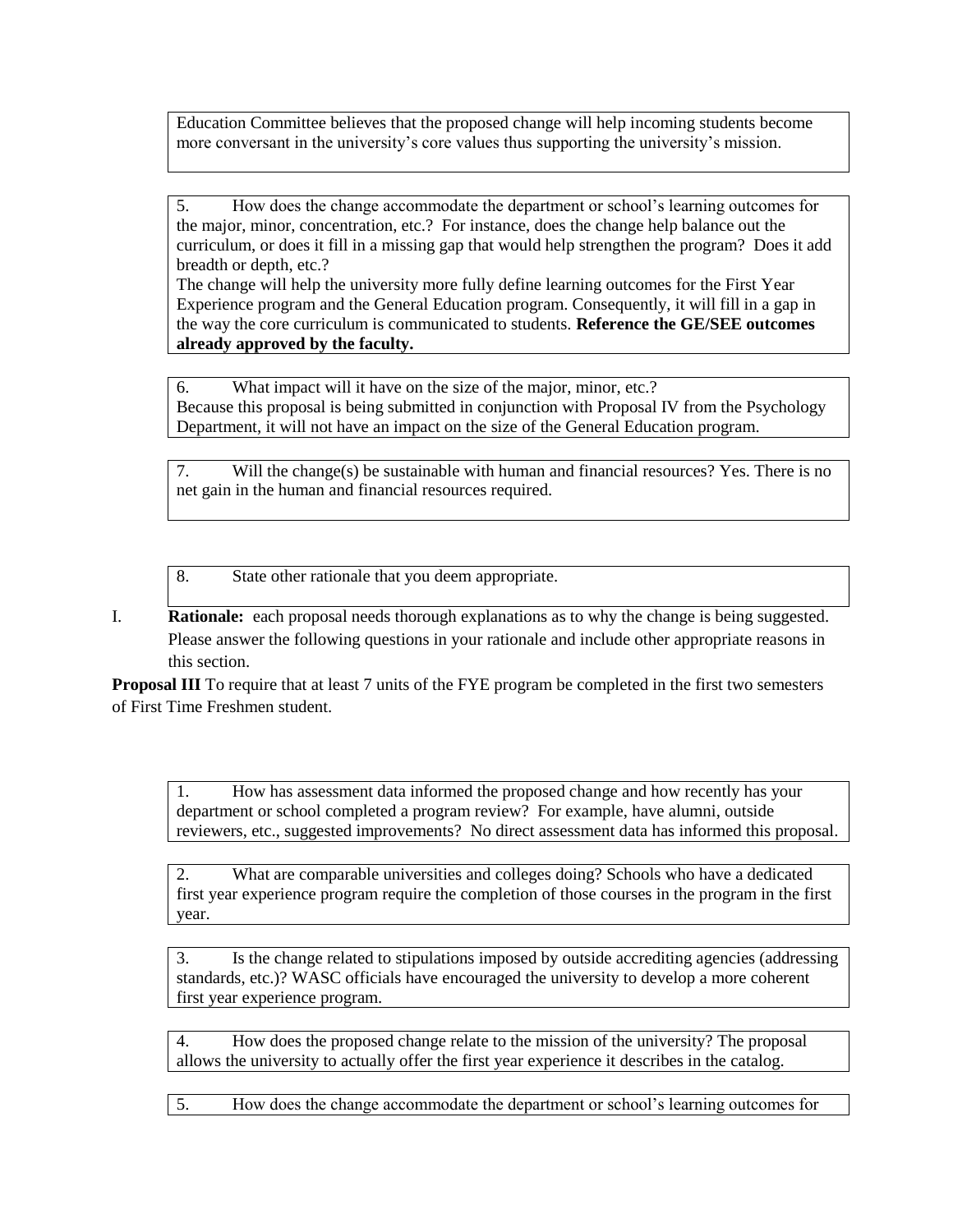Education Committee believes that the proposed change will help incoming students become more conversant in the university's core values thus supporting the university's mission.

5. How does the change accommodate the department or school's learning outcomes for the major, minor, concentration, etc.? For instance, does the change help balance out the curriculum, or does it fill in a missing gap that would help strengthen the program? Does it add breadth or depth, etc.?
The change will help the university more fully define learning outcomes for the First Year Experience program and the General Education program. Consequently, it will fill in a gap in the way the core curriculum is communicated to students. **Reference the GE/SEE outcomes already approved by the faculty.**

6. What impact will it have on the size of the major, minor, etc.?
Because this proposal is being submitted in conjunction with Proposal IV from the Psychology Department, it will not have an impact on the size of the General Education program.

7. Will the change(s) be sustainable with human and financial resources? Yes. There is no net gain in the human and financial resources required.

8. State other rationale that you deem appropriate.

I. **Rationale:** each proposal needs thorough explanations as to why the change is being suggested. Please answer the following questions in your rationale and include other appropriate reasons in this section.

**Proposal III** To require that at least 7 units of the FYE program be completed in the first two semesters of First Time Freshmen student.

1. How has assessment data informed the proposed change and how recently has your department or school completed a program review? For example, have alumni, outside reviewers, etc., suggested improvements? No direct assessment data has informed this proposal.

2. What are comparable universities and colleges doing? Schools who have a dedicated first year experience program require the completion of those courses in the program in the first year.

3. Is the change related to stipulations imposed by outside accrediting agencies (addressing standards, etc.)? WASC officials have encouraged the university to develop a more coherent first year experience program.

4. How does the proposed change relate to the mission of the university? The proposal allows the university to actually offer the first year experience it describes in the catalog.

5. How does the change accommodate the department or school's learning outcomes for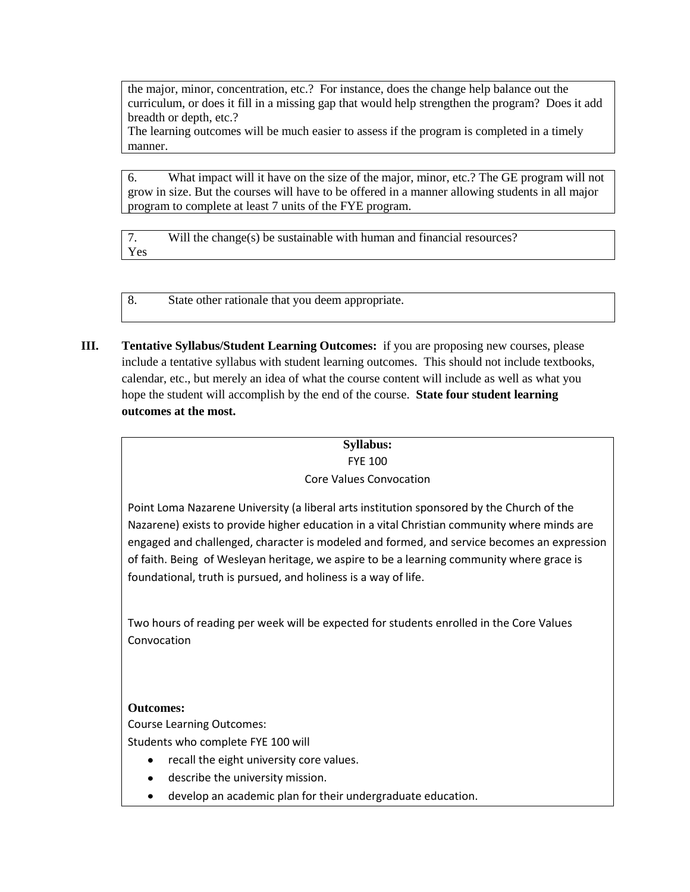the major, minor, concentration, etc.? For instance, does the change help balance out the curriculum, or does it fill in a missing gap that would help strengthen the program? Does it add breadth or depth, etc.?
The learning outcomes will be much easier to assess if the program is completed in a timely manner.

6. What impact will it have on the size of the major, minor, etc.? The GE program will not grow in size. But the courses will have to be offered in a manner allowing students in all major program to complete at least 7 units of the FYE program.

7. Will the change(s) be sustainable with human and financial resources?
Yes

8. State other rationale that you deem appropriate.

**III. Tentative Syllabus/Student Learning Outcomes:** if you are proposing new courses, please include a tentative syllabus with student learning outcomes. This should not include textbooks, calendar, etc., but merely an idea of what the course content will include as well as what you hope the student will accomplish by the end of the course. **State four student learning outcomes at the most.**

**Syllabus:**

FYE 100

Core Values Convocation

Point Loma Nazarene University (a liberal arts institution sponsored by the Church of the Nazarene) exists to provide higher education in a vital Christian community where minds are engaged and challenged, character is modeled and formed, and service becomes an expression of faith. Being of Wesleyan heritage, we aspire to be a learning community where grace is foundational, truth is pursued, and holiness is a way of life.

Two hours of reading per week will be expected for students enrolled in the Core Values Convocation

**Outcomes:**

Course Learning Outcomes:

Students who complete FYE 100 will

- recall the eight university core values.
- describe the university mission.
- develop an academic plan for their undergraduate education.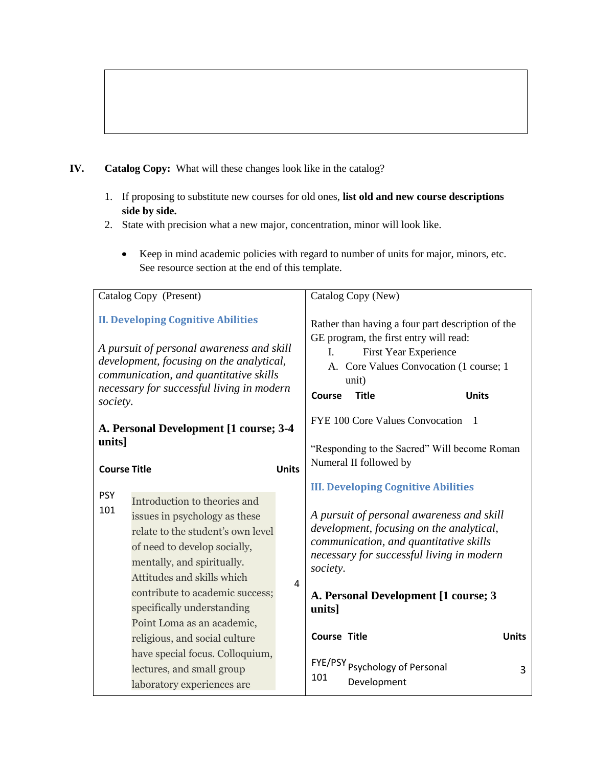## IV. Catalog Copy: What will these changes look like in the catalog?

1. If proposing to substitute new courses for old ones, **list old and new course descriptions side by side.**
2. State with precision what a new major, concentration, minor will look like.

   - Keep in mind academic policies with regard to number of units for major, minors, etc. See resource section at the end of this template.

| Catalog Copy (Present) | Catalog Copy (New) |
|---|---|
| **II. Developing Cognitive Abilities**<br><br>*A pursuit of personal awareness and skill development, focusing on the analytical, communication, and quantitative skills necessary for successful living in modern society.*<br><br>**A. Personal Development [1 course; 3-4 units]**<br><br>**Course Title** **Units**<br><br>PSY 101 Introduction to theories and issues in psychology as these relate to the student's own level of need to develop socially, mentally, and spiritually. Attitudes and skills which contribute to academic success; specifically understanding Point Loma as an academic, religious, and social culture have special focus. Colloquium, lectures, and small group laboratory experiences are 4 | Rather than having a four part description of the GE program, the first entry will read:<br>I. First Year Experience<br>A. Core Values Convocation (1 course; 1 unit)<br>**Course Title Units**<br><br>FYE 100 Core Values Convocation 1<br><br>"Responding to the Sacred" Will become Roman Numeral II followed by<br><br>**III. Developing Cognitive Abilities**<br><br>*A pursuit of personal awareness and skill development, focusing on the analytical, communication, and quantitative skills necessary for successful living in modern society.*<br><br>**A. Personal Development [1 course; 3 units]**<br><br>**Course Title Units**<br><br>FYE/PSY 101 Psychology of Personal Development 3 |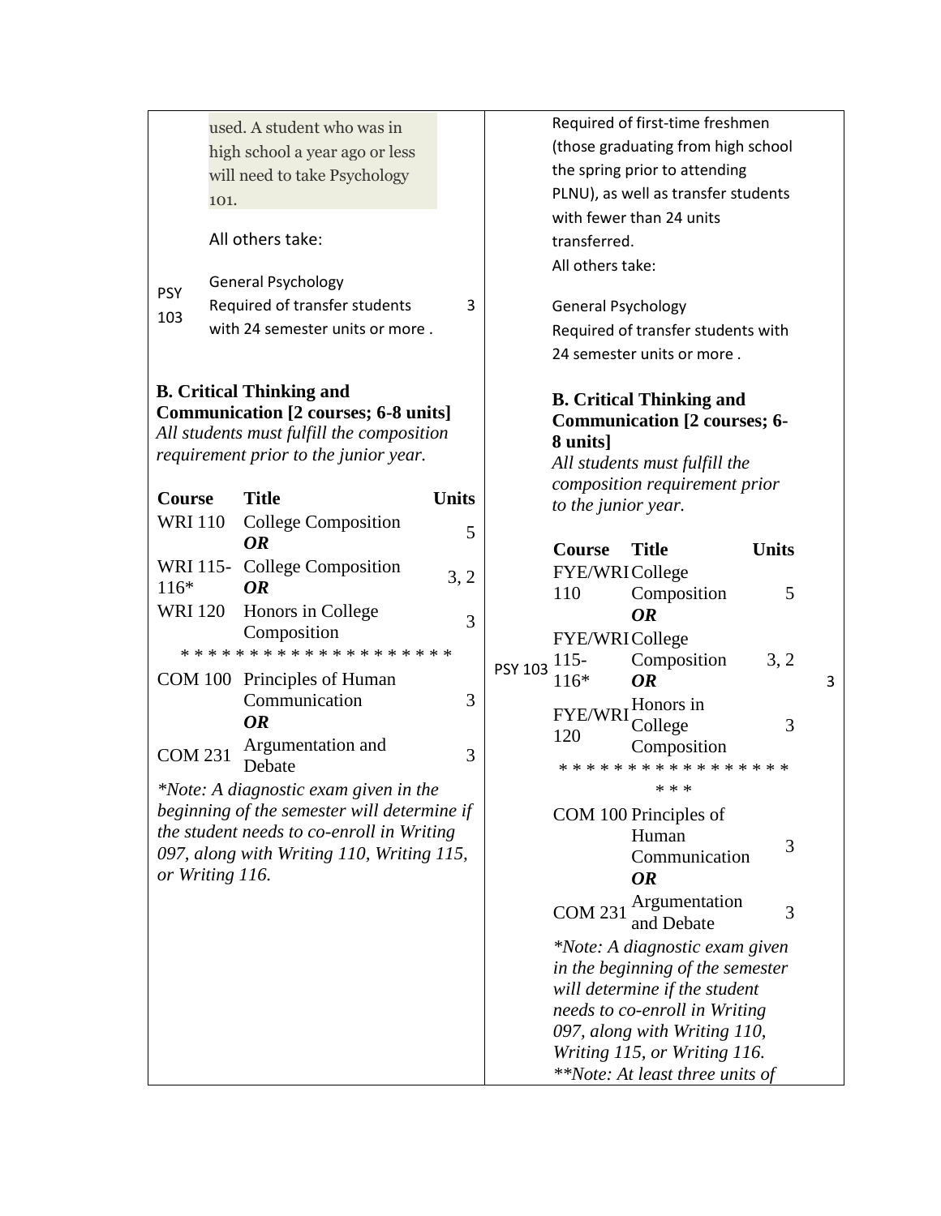| | | |
|---|---|---|
| used. A student who was in high school a year ago or less will need to take Psychology 101.<br><br>All others take:<br><br>PSY 103 — General Psychology — Required of transfer students with 24 semester units or more . — 3 | | Required of first-time freshmen (those graduating from high school the spring prior to attending PLNU), as well as transfer students with fewer than 24 units transferred.<br>All others take:<br><br>PSY 103 — General Psychology — Required of transfer students with 24 semester units or more . — 3 |

**B. Critical Thinking and Communication [2 courses; 6-8 units]**
*All students must fulfill the composition requirement prior to the junior year.*

| Course | Title | Units |
|---|---|---|
| WRI 110 | College Composition ***OR*** | 5 |
| WRI 115-116* | College Composition ***OR*** | 3, 2 |
| WRI 120 | Honors in College Composition | 3 |
| * * * * * * * * * * * * * * * * * * * | | |
| COM 100 | Principles of Human Communication ***OR*** | 3 |
| COM 231 | Argumentation and Debate | 3 |

*\*Note: A diagnostic exam given in the beginning of the semester will determine if the student needs to co-enroll in Writing 097, along with Writing 110, Writing 115, or Writing 116.*

**B. Critical Thinking and Communication [2 courses; 6-8 units]**
*All students must fulfill the composition requirement prior to the junior year.*

| Course | Title | Units |
|---|---|---|
| FYE/WRI 110 | College Composition ***OR*** | 5 |
| FYE/WRI 115-116* | College Composition ***OR*** | 3, 2 |
| FYE/WRI 120 | Honors in College Composition | 3 |
| * * * * * * * * * * * * * * * * * * * * | | |
| COM 100 | Principles of Human Communication ***OR*** | 3 |
| COM 231 | Argumentation and Debate | 3 |

*\*Note: A diagnostic exam given in the beginning of the semester will determine if the student needs to co-enroll in Writing 097, along with Writing 110, Writing 115, or Writing 116.*
*\*\*Note: At least three units of*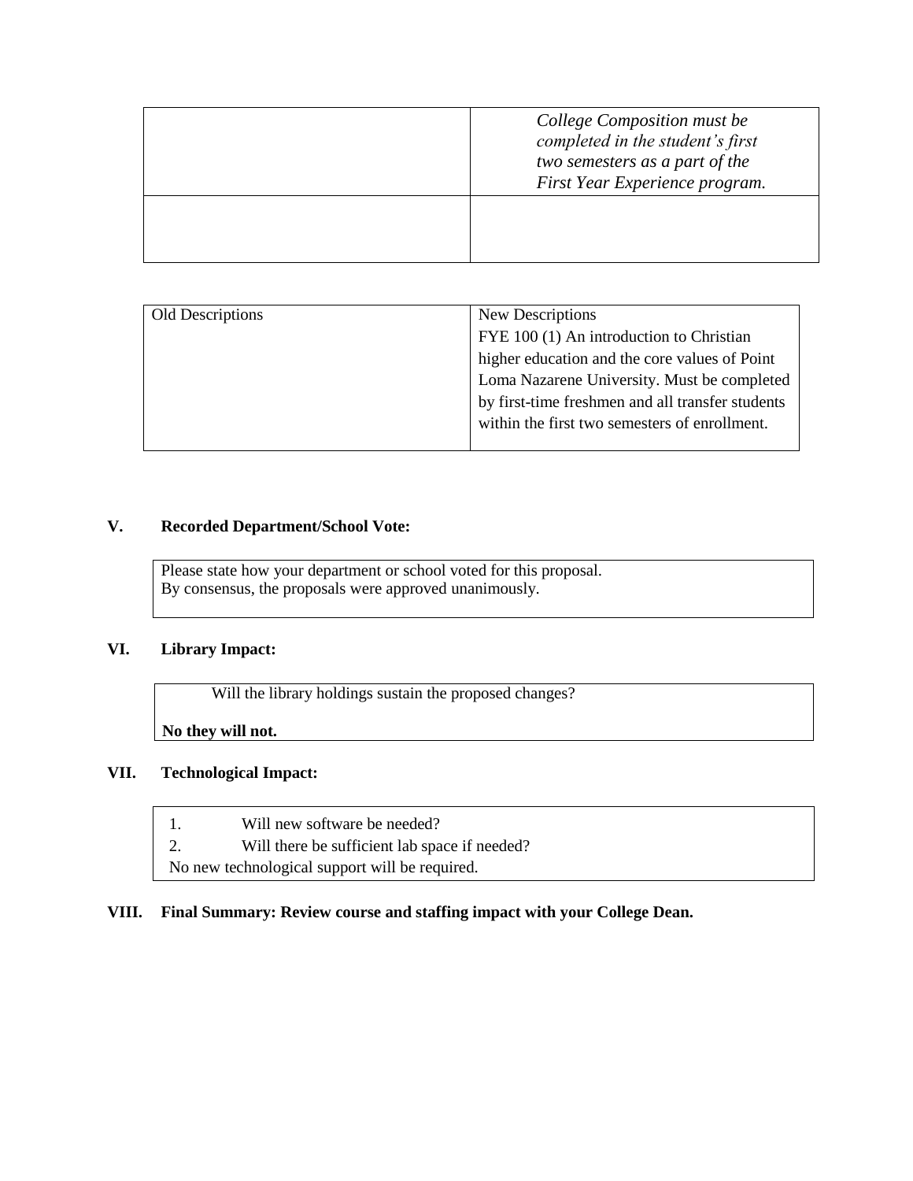| | *College Composition must be completed in the student's first two semesters as a part of the First Year Experience program.* |
|---|---|
| | |

| Old Descriptions | New Descriptions<br>FYE 100 (1) An introduction to Christian higher education and the core values of Point Loma Nazarene University. Must be completed by first-time freshmen and all transfer students within the first two semesters of enrollment. |
|---|---|

## V. Recorded Department/School Vote:

Please state how your department or school voted for this proposal.
By consensus, the proposals were approved unanimously.

## VI. Library Impact:

Will the library holdings sustain the proposed changes?

**No they will not.**

## VII. Technological Impact:

1. Will new software be needed?
2. Will there be sufficient lab space if needed?

No new technological support will be required.

## VIII. Final Summary: Review course and staffing impact with your College Dean.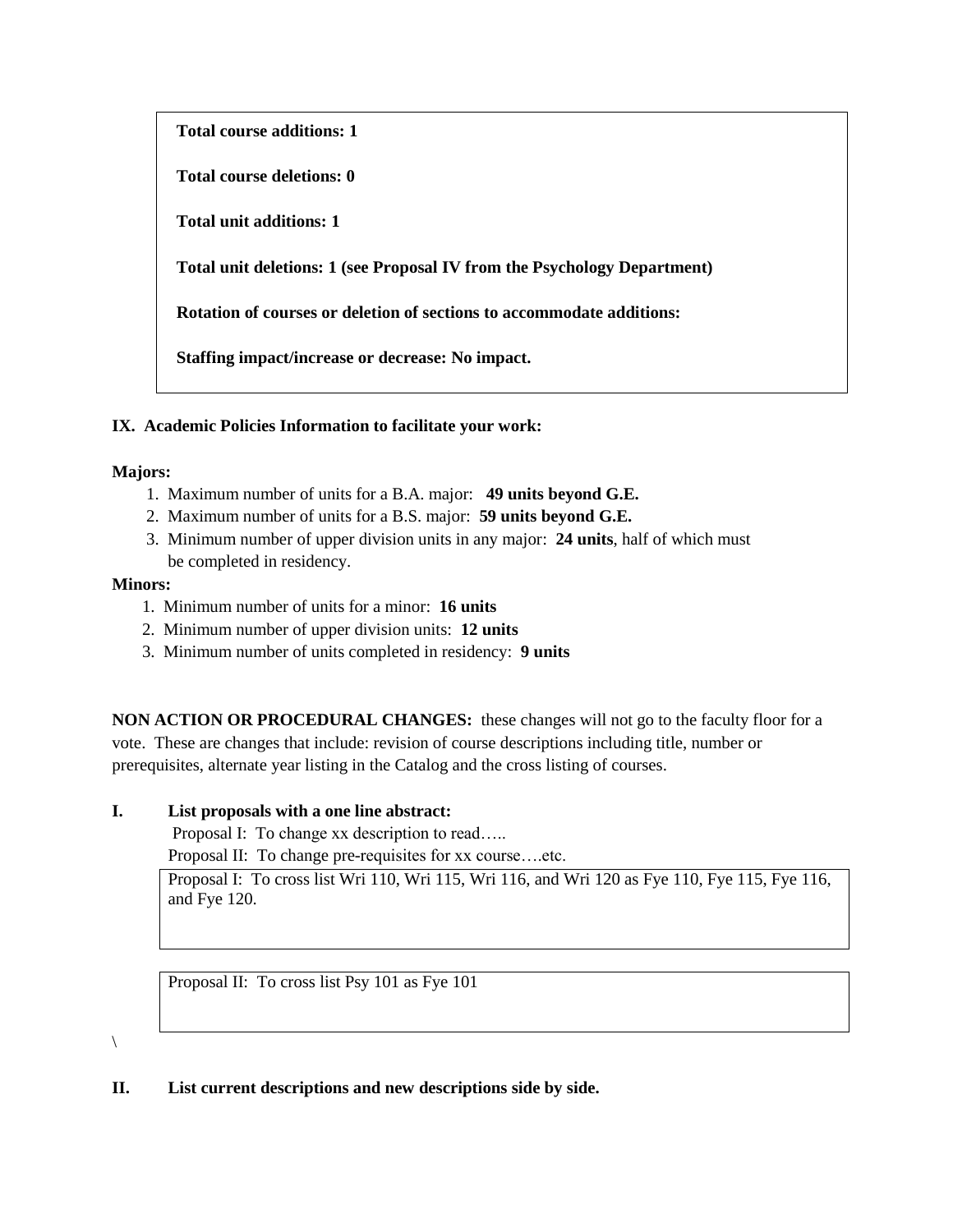**Total course additions: 1**

**Total course deletions: 0**

**Total unit additions: 1**

**Total unit deletions: 1 (see Proposal IV from the Psychology Department)**

**Rotation of courses or deletion of sections to accommodate additions:**

**Staffing impact/increase or decrease: No impact.**

**IX. Academic Policies Information to facilitate your work:**

**Majors:**

1. Maximum number of units for a B.A. major: **49 units beyond G.E.**
2. Maximum number of units for a B.S. major: **59 units beyond G.E.**
3. Minimum number of upper division units in any major: **24 units**, half of which must be completed in residency.

**Minors:**

1. Minimum number of units for a minor: **16 units**
2. Minimum number of upper division units: **12 units**
3. Minimum number of units completed in residency: **9 units**

**NON ACTION OR PROCEDURAL CHANGES:** these changes will not go to the faculty floor for a vote. These are changes that include: revision of course descriptions including title, number or prerequisites, alternate year listing in the Catalog and the cross listing of courses.

**I. List proposals with a one line abstract:**

Proposal I: To change xx description to read…..

Proposal II: To change pre-requisites for xx course….etc.

Proposal I: To cross list Wri 110, Wri 115, Wri 116, and Wri 120 as Fye 110, Fye 115, Fye 116, and Fye 120.

Proposal II: To cross list Psy 101 as Fye 101

\

**II. List current descriptions and new descriptions side by side.**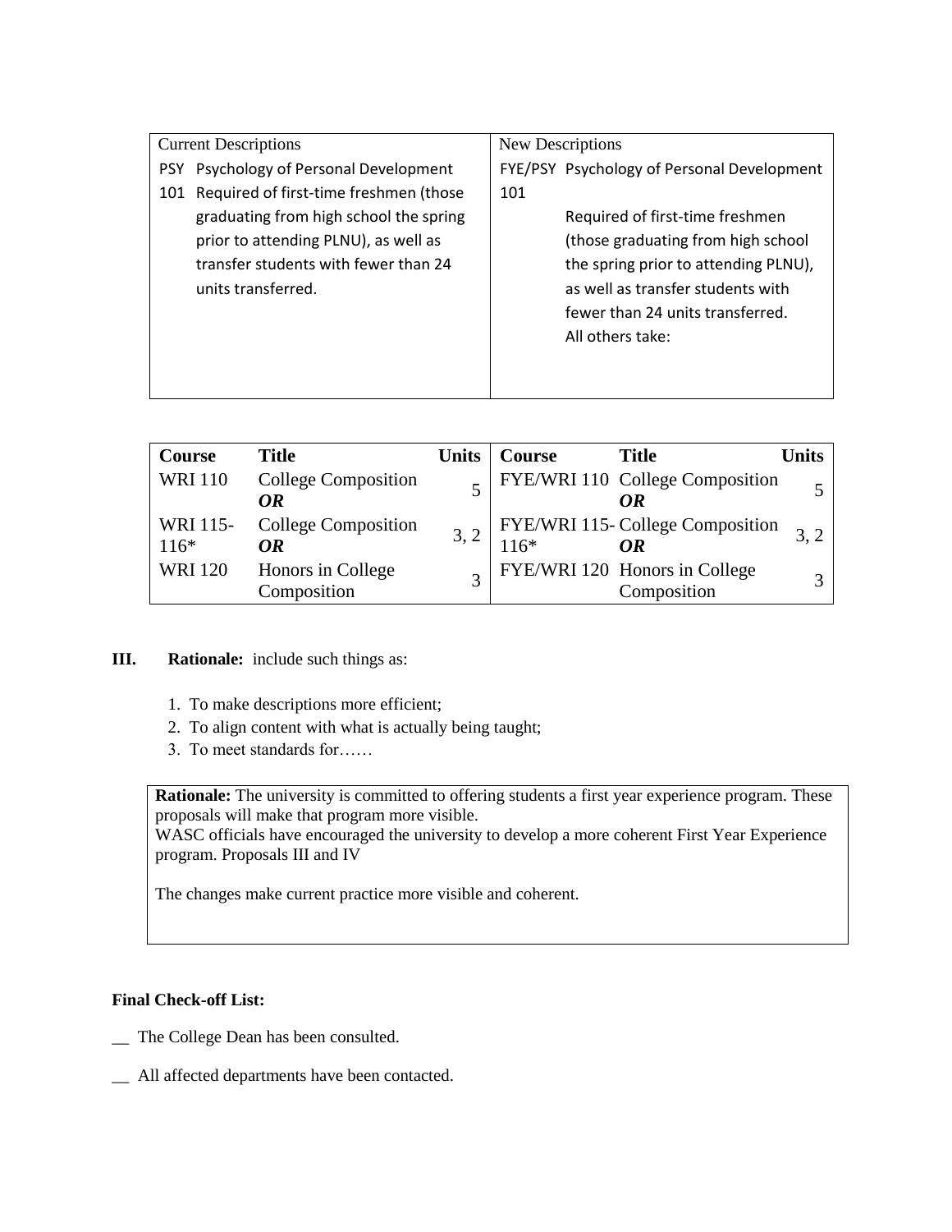| Current Descriptions | New Descriptions |
|---|---|
| PSY 101 Psychology of Personal Development<br>Required of first-time freshmen (those graduating from high school the spring prior to attending PLNU), as well as transfer students with fewer than 24 units transferred. | FYE/PSY 101 Psychology of Personal Development<br>Required of first-time freshmen (those graduating from high school the spring prior to attending PLNU), as well as transfer students with fewer than 24 units transferred.<br>All others take: |

| Course | Title | Units | Course | Title | Units |
|---|---|---|---|---|---|
| WRI 110 | College Composition ***OR*** | 5 | FYE/WRI 110 | College Composition ***OR*** | 5 |
| WRI 115-116* | College Composition ***OR*** | 3, 2 | FYE/WRI 115-116* | College Composition ***OR*** | 3, 2 |
| WRI 120 | Honors in College Composition | 3 | FYE/WRI 120 | Honors in College Composition | 3 |

**III. Rationale:** include such things as:

1. To make descriptions more efficient;
2. To align content with what is actually being taught;
3. To meet standards for……

**Rationale:** The university is committed to offering students a first year experience program. These proposals will make that program more visible.
WASC officials have encouraged the university to develop a more coherent First Year Experience program. Proposals III and IV

The changes make current practice more visible and coherent.

**Final Check-off List:**

__ The College Dean has been consulted.

__ All affected departments have been contacted.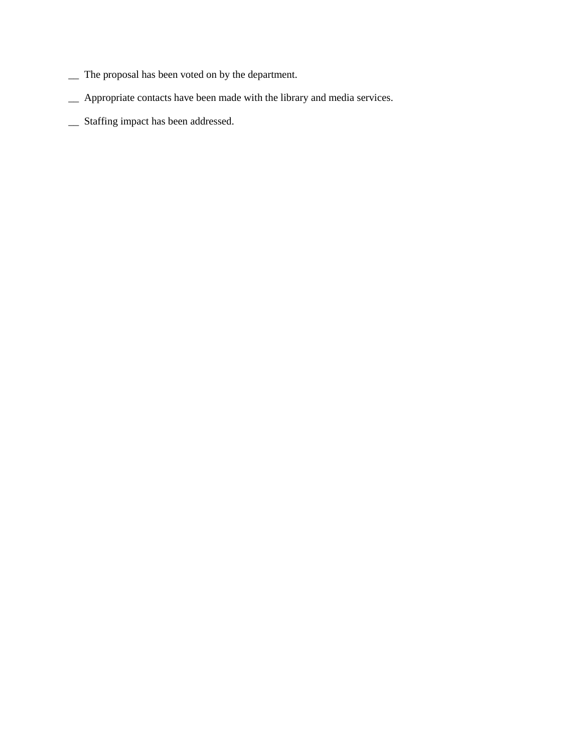__ The proposal has been voted on by the department.

__ Appropriate contacts have been made with the library and media services.

__ Staffing impact has been addressed.